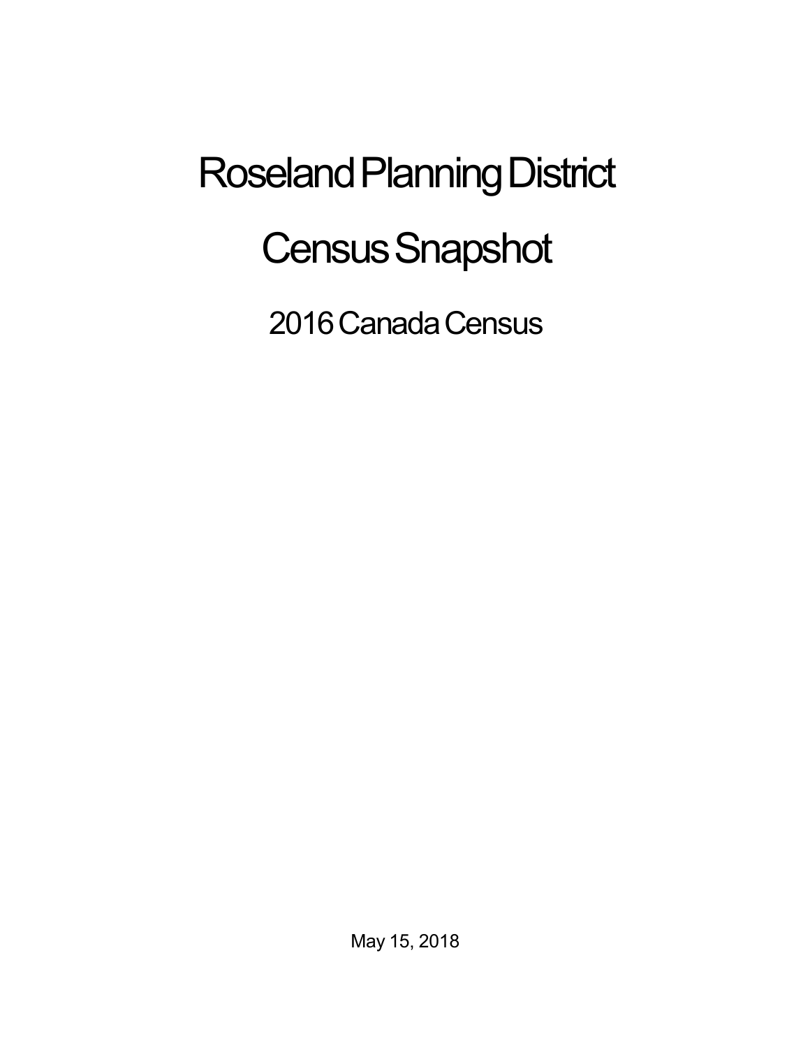# Roseland Planning District

# Census Snapshot

## 2016 Canada Census

May 15, 2018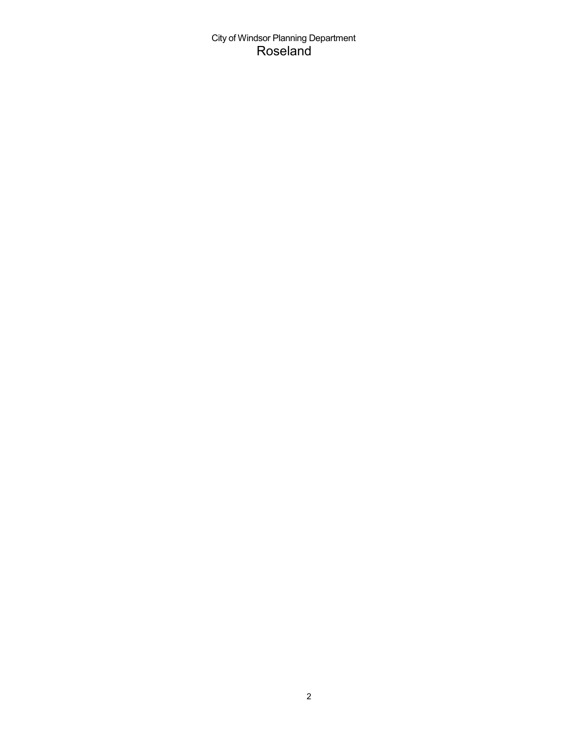City of Windsor Planning Department

# Roseland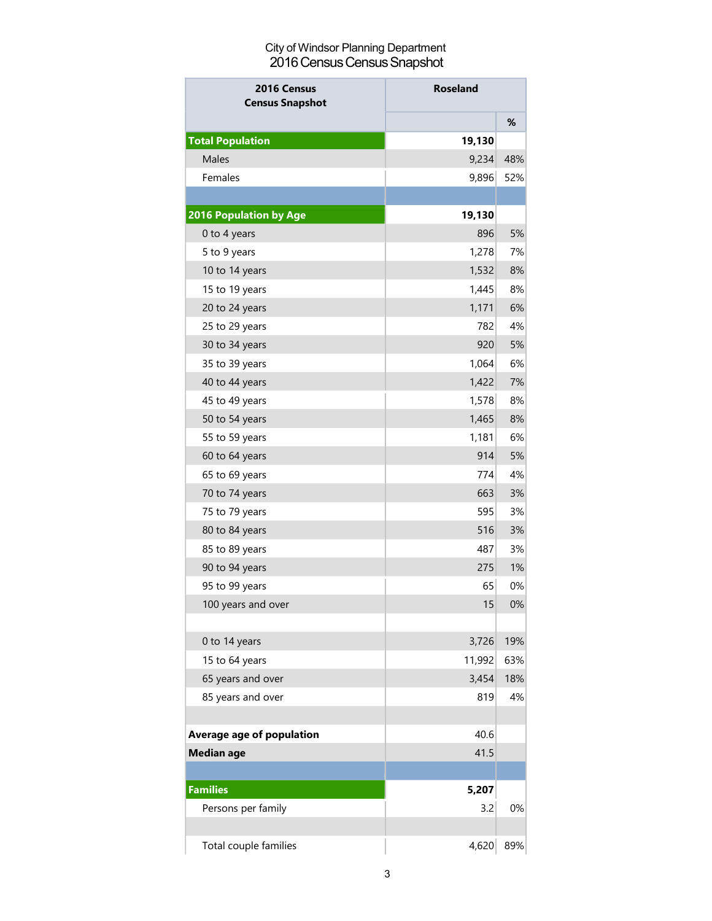City of Windsor Planning Department
2016 Census Census Snapshot

| 2016 Census Census Snapshot | Roseland | |
|---|---|---|
| | | % |
| **Total Population** | **19,130** | |
| Males | 9,234 | 48% |
| Females | 9,896 | 52% |
| | | |
| **2016 Population by Age** | **19,130** | |
| 0 to 4 years | 896 | 5% |
| 5 to 9 years | 1,278 | 7% |
| 10 to 14 years | 1,532 | 8% |
| 15 to 19 years | 1,445 | 8% |
| 20 to 24 years | 1,171 | 6% |
| 25 to 29 years | 782 | 4% |
| 30 to 34 years | 920 | 5% |
| 35 to 39 years | 1,064 | 6% |
| 40 to 44 years | 1,422 | 7% |
| 45 to 49 years | 1,578 | 8% |
| 50 to 54 years | 1,465 | 8% |
| 55 to 59 years | 1,181 | 6% |
| 60 to 64 years | 914 | 5% |
| 65 to 69 years | 774 | 4% |
| 70 to 74 years | 663 | 3% |
| 75 to 79 years | 595 | 3% |
| 80 to 84 years | 516 | 3% |
| 85 to 89 years | 487 | 3% |
| 90 to 94 years | 275 | 1% |
| 95 to 99 years | 65 | 0% |
| 100 years and over | 15 | 0% |
| | | |
| 0 to 14 years | 3,726 | 19% |
| 15 to 64 years | 11,992 | 63% |
| 65 years and over | 3,454 | 18% |
| 85 years and over | 819 | 4% |
| | | |
| **Average age of population** | 40.6 | |
| **Median age** | 41.5 | |
| | | |
| **Families** | **5,207** | |
| Persons per family | 3.2 | 0% |
| | | |
| Total couple families | 4,620 | 89% |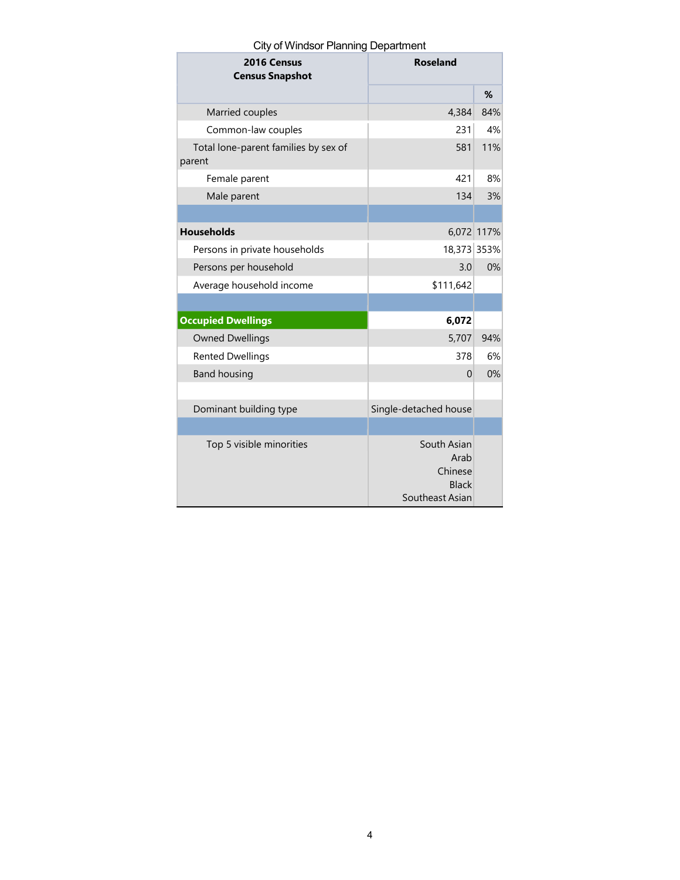City of Windsor Planning Department

| 2016 Census Census Snapshot | Roseland | |
|---|---|---|
| | | % |
| Married couples | 4,384 | 84% |
| Common-law couples | 231 | 4% |
| Total lone-parent families by sex of parent | 581 | 11% |
| Female parent | 421 | 8% |
| Male parent | 134 | 3% |
| | | |
| **Households** | 6,072 | 117% |
| Persons in private households | 18,373 | 353% |
| Persons per household | 3.0 | 0% |
| Average household income | $111,642 | |
| | | |
| **Occupied Dwellings** | **6,072** | |
| Owned Dwellings | 5,707 | 94% |
| Rented Dwellings | 378 | 6% |
| Band housing | 0 | 0% |
| | | |
| Dominant building type | Single-detached house | |
| | | |
| Top 5 visible minorities | South Asian<br>Arab<br>Chinese<br>Black<br>Southeast Asian | |